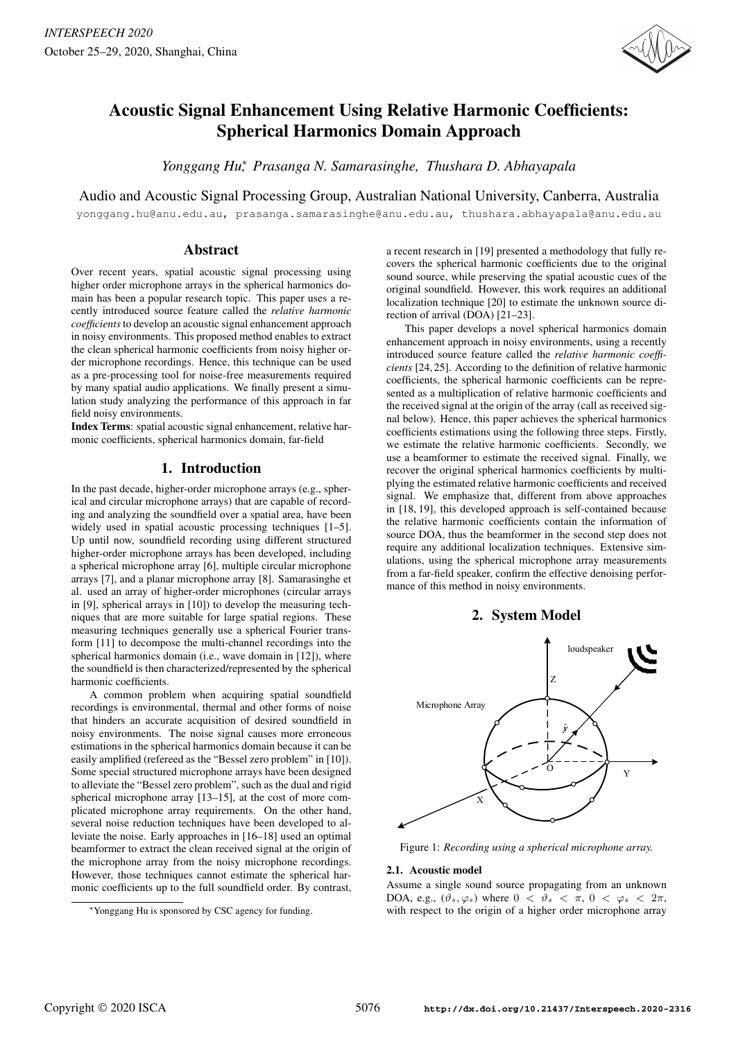# Acoustic Signal Enhancement Using Relative Harmonic Coefficients: Spherical Harmonics Domain Approach

*Yonggang Hu*[*], *Prasanga N. Samarasinghe*, *Thushara D. Abhayapala*

Audio and Acoustic Signal Processing Group, Australian National University, Canberra, Australia

yonggang.hu@anu.edu.au, prasanga.samarasinghe@anu.edu.au, thushara.abhayapala@anu.edu.au

## Abstract

Over recent years, spatial acoustic signal processing using higher order microphone arrays in the spherical harmonics domain has been a popular research topic. This paper uses a recently introduced source feature called the *relative harmonic coefficients* to develop an acoustic signal enhancement approach in noisy environments. This proposed method enables to extract the clean spherical harmonic coefficients from noisy higher order microphone recordings. Hence, this technique can be used as a pre-processing tool for noise-free measurements required by many spatial audio applications. We finally present a simulation study analyzing the performance of this approach in far field noisy environments.

**Index Terms**: spatial acoustic signal enhancement, relative harmonic coefficients, spherical harmonics domain, far-field

## 1. Introduction

In the past decade, higher-order microphone arrays (e.g., spherical and circular microphone arrays) that are capable of recording and analyzing the soundfield over a spatial area, have been widely used in spatial acoustic processing techniques [1–5]. Up until now, soundfield recording using different structured higher-order microphone arrays has been developed, including a spherical microphone array [6], multiple circular microphone arrays [7], and a planar microphone array [8]. Samarasinghe et al. used an array of higher-order microphones (circular arrays in [9], spherical arrays in [10]) to develop the measuring techniques that are more suitable for large spatial regions. These measuring techniques generally use a spherical Fourier transform [11] to decompose the multi-channel recordings into the spherical harmonics domain (i.e., wave domain in [12]), where the soundfield is then characterized/represented by the spherical harmonic coefficients.

A common problem when acquiring spatial soundfield recordings is environmental, thermal and other forms of noise that hinders an accurate acquisition of desired soundfield in noisy environments. The noise signal causes more erroneous estimations in the spherical harmonics domain because it can be easily amplified (refereed as the "Bessel zero problem" in [10]). Some special structured microphone arrays have been designed to alleviate the "Bessel zero problem", such as the dual and rigid spherical microphone array [13–15], at the cost of more complicated microphone array requirements. On the other hand, several noise reduction techniques have been developed to alleviate the noise. Early approaches in [16–18] used an optimal beamformer to extract the clean received signal at the origin of the microphone array from the noisy microphone recordings. However, those techniques cannot estimate the spherical harmonic coefficients up to the full soundfield order. By contrast, a recent research in [19] presented a methodology that fully recovers the spherical harmonic coefficients due to the original sound source, while preserving the spatial acoustic cues of the original soundfield. However, this work requires an additional localization technique [20] to estimate the unknown source direction of arrival (DOA) [21–23].

This paper develops a novel spherical harmonics domain enhancement approach in noisy environments, using a recently introduced source feature called the *relative harmonic coefficients* [24, 25]. According to the definition of relative harmonic coefficients, the spherical harmonic coefficients can be represented as a multiplication of relative harmonic coefficients and the received signal at the origin of the array (call as received signal below). Hence, this paper achieves the spherical harmonics coefficients estimations using the following three steps. Firstly, we estimate the relative harmonic coefficients. Secondly, we use a beamformer to estimate the received signal. Finally, we recover the original spherical harmonics coefficients by multiplying the estimated relative harmonic coefficients and received signal. We emphasize that, different from above approaches in [18, 19], this developed approach is self-contained because the relative harmonic coefficients contain the information of source DOA, thus the beamformer in the second step does not require any additional localization techniques. Extensive simulations, using the spherical microphone array measurements from a far-field speaker, confirm the effective denoising performance of this method in noisy environments.

## 2. System Model

Figure 1: *Recording using a spherical microphone array.*

### 2.1. Acoustic model

Assume a single sound source propagating from an unknown DOA, e.g., $(\vartheta_s, \varphi_s)$ where $0 < \vartheta_s < \pi$, $0 < \varphi_s < 2\pi$, with respect to the origin of a higher order microphone array

[*] Yonggang Hu is sponsored by CSC agency for funding.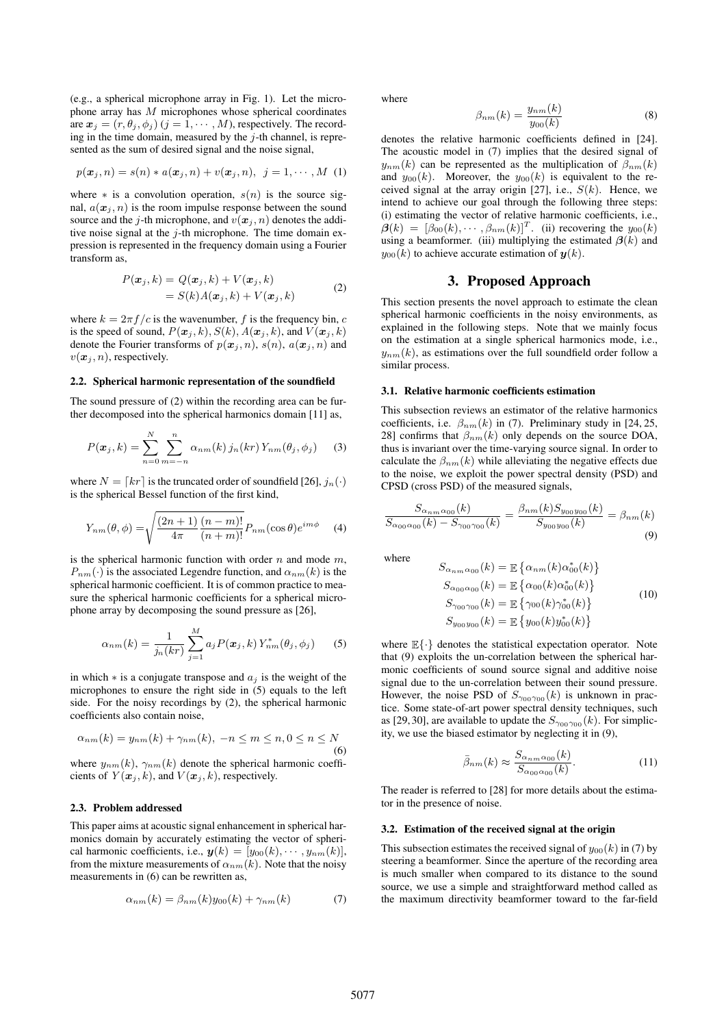(e.g., a spherical microphone array in Fig. 1). Let the microphone array has $M$ microphones whose spherical coordinates are $\boldsymbol{x}_j = (r, \theta_j, \phi_j)$ $(j = 1, \cdots, M)$, respectively. The recording in the time domain, measured by the $j$-th channel, is represented as the sum of desired signal and the noise signal,

$$p(\boldsymbol{x}_j, n) = s(n) * a(\boldsymbol{x}_j, n) + v(\boldsymbol{x}_j, n), \;\; j = 1, \cdots, M \quad (1)$$

where $*$ is a convolution operation, $s(n)$ is the source signal, $a(\boldsymbol{x}_j, n)$ is the room impulse response between the sound source and the $j$-th microphone, and $v(\boldsymbol{x}_j, n)$ denotes the additive noise signal at the $j$-th microphone. The time domain expression is represented in the frequency domain using a Fourier transform as,

$$\begin{aligned} P(\boldsymbol{x}_j, k) &= Q(\boldsymbol{x}_j, k) + V(\boldsymbol{x}_j, k) \\ &= S(k) A(\boldsymbol{x}_j, k) + V(\boldsymbol{x}_j, k) \end{aligned} \quad (2)$$

where $k = 2\pi f / c$ is the wavenumber, $f$ is the frequency bin, $c$ is the speed of sound, $P(\boldsymbol{x}_j, k)$, $S(k)$, $A(\boldsymbol{x}_j, k)$, and $V(\boldsymbol{x}_j, k)$ denote the Fourier transforms of $p(\boldsymbol{x}_j, n)$, $s(n)$, $a(\boldsymbol{x}_j, n)$ and $v(\boldsymbol{x}_j, n)$, respectively.

### 2.2. Spherical harmonic representation of the soundfield

The sound pressure of (2) within the recording area can be further decomposed into the spherical harmonics domain [11] as,

$$P(\boldsymbol{x}_j, k) = \sum_{n=0}^{N} \sum_{m=-n}^{n} \alpha_{nm}(k)\, j_n(kr)\, Y_{nm}(\theta_j, \phi_j) \quad (3)$$

where $N = \lceil kr \rceil$ is the truncated order of soundfield [26], $j_n(\cdot)$ is the spherical Bessel function of the first kind,

$$Y_{nm}(\theta, \phi) = \sqrt{\frac{(2n+1)}{4\pi} \frac{(n-m)!}{(n+m)!}} P_{nm}(\cos\theta) e^{im\phi} \quad (4)$$

is the spherical harmonic function with order $n$ and mode $m$, $P_{nm}(\cdot)$ is the associated Legendre function, and $\alpha_{nm}(k)$ is the spherical harmonic coefficient. It is of common practice to measure the spherical harmonic coefficients for a spherical microphone array by decomposing the sound pressure as [26],

$$\alpha_{nm}(k) = \frac{1}{j_n(kr)} \sum_{j=1}^{M} a_j P(\boldsymbol{x}_j, k)\, Y_{nm}^*(\theta_j, \phi_j) \quad (5)$$

in which $*$ is a conjugate transpose and $a_j$ is the weight of the microphones to ensure the right side in (5) equals to the left side. For the noisy recordings by (2), the spherical harmonic coefficients also contain noise,

$$\alpha_{nm}(k) = y_{nm}(k) + \gamma_{nm}(k), \; -n \le m \le n, 0 \le n \le N \quad (6)$$

where $y_{nm}(k)$, $\gamma_{nm}(k)$ denote the spherical harmonic coefficients of $Y(\boldsymbol{x}_j, k)$, and $V(\boldsymbol{x}_j, k)$, respectively.

### 2.3. Problem addressed

This paper aims at acoustic signal enhancement in spherical harmonics domain by accurately estimating the vector of spherical harmonic coefficients, i.e., $\boldsymbol{y}(k) = [y_{00}(k), \cdots, y_{nm}(k)]$, from the mixture measurements of $\alpha_{nm}(k)$. Note that the noisy measurements in (6) can be rewritten as,

$$\alpha_{nm}(k) = \beta_{nm}(k) y_{00}(k) + \gamma_{nm}(k) \quad (7)$$

where

$$\beta_{nm}(k) = \frac{y_{nm}(k)}{y_{00}(k)} \quad (8)$$

denotes the relative harmonic coefficients defined in [24]. The acoustic model in (7) implies that the desired signal of $y_{nm}(k)$ can be represented as the multiplication of $\beta_{nm}(k)$ and $y_{00}(k)$. Moreover, the $y_{00}(k)$ is equivalent to the received signal at the array origin [27], i.e., $S(k)$. Hence, we intend to achieve our goal through the following three steps: (i) estimating the vector of relative harmonic coefficients, i.e., $\boldsymbol{\beta}(k) = [\beta_{00}(k), \cdots, \beta_{nm}(k)]^T$. (ii) recovering the $y_{00}(k)$ using a beamformer. (iii) multiplying the estimated $\boldsymbol{\beta}(k)$ and $y_{00}(k)$ to achieve accurate estimation of $\boldsymbol{y}(k)$.

## 3. Proposed Approach

This section presents the novel approach to estimate the clean spherical harmonic coefficients in the noisy environments, as explained in the following steps. Note that we mainly focus on the estimation at a single spherical harmonics mode, i.e., $y_{nm}(k)$, as estimations over the full soundfield order follow a similar process.

### 3.1. Relative harmonic coefficients estimation

This subsection reviews an estimator of the relative harmonics coefficients, i.e. $\beta_{nm}(k)$ in (7). Preliminary study in [24, 25, 28] confirms that $\beta_{nm}(k)$ only depends on the source DOA, thus is invariant over the time-varying source signal. In order to calculate the $\beta_{nm}(k)$ while alleviating the negative effects due to the noise, we exploit the power spectral density (PSD) and CPSD (cross PSD) of the measured signals,

$$\frac{S_{\alpha_{nm}\alpha_{00}}(k)}{S_{\alpha_{00}\alpha_{00}}(k) - S_{\gamma_{00}\gamma_{00}}(k)} = \frac{\beta_{nm}(k) S_{y_{00}y_{00}}(k)}{S_{y_{00}y_{00}}(k)} = \beta_{nm}(k) \quad (9)$$

where

$$\begin{aligned} S_{\alpha_{nm}\alpha_{00}}(k) &= \mathbb{E}\left\{\alpha_{nm}(k)\alpha_{00}^*(k)\right\} \\ S_{\alpha_{00}\alpha_{00}}(k) &= \mathbb{E}\left\{\alpha_{00}(k)\alpha_{00}^*(k)\right\} \\ S_{\gamma_{00}\gamma_{00}}(k) &= \mathbb{E}\left\{\gamma_{00}(k)\gamma_{00}^*(k)\right\} \\ S_{y_{00}y_{00}}(k) &= \mathbb{E}\left\{y_{00}(k)y_{00}^*(k)\right\} \end{aligned} \quad (10)$$

where $\mathbb{E}\{\cdot\}$ denotes the statistical expectation operator. Note that (9) exploits the un-correlation between the spherical harmonic coefficients of sound source signal and additive noise signal due to the un-correlation between their sound pressure. However, the noise PSD of $S_{\gamma_{00}\gamma_{00}}(k)$ is unknown in practice. Some state-of-art power spectral density techniques, such as [29, 30], are available to update the $S_{\gamma_{00}\gamma_{00}}(k)$. For simplicity, we use the biased estimator by neglecting it in (9),

$$\bar{\beta}_{nm}(k) \approx \frac{S_{\alpha_{nm}\alpha_{00}}(k)}{S_{\alpha_{00}\alpha_{00}}(k)}. \quad (11)$$

The reader is referred to [28] for more details about the estimator in the presence of noise.

### 3.2. Estimation of the received signal at the origin

This subsection estimates the received signal of $y_{00}(k)$ in (7) by steering a beamformer. Since the aperture of the recording area is much smaller when compared to its distance to the sound source, we use a simple and straightforward method called as the maximum directivity beamformer toward to the far-field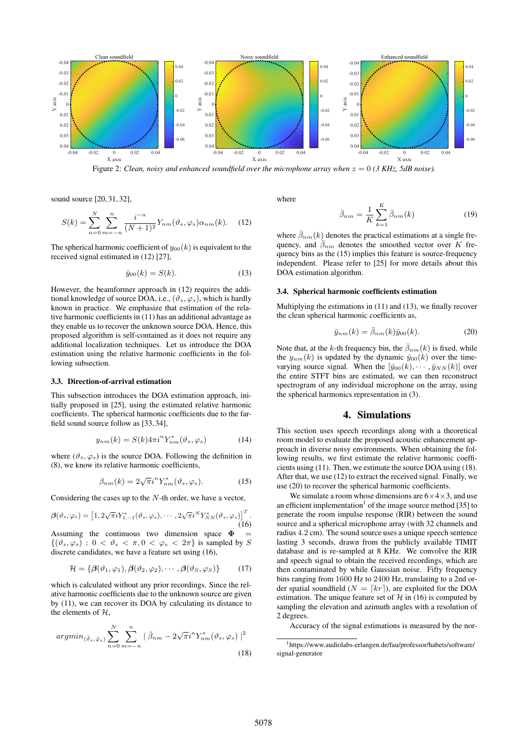Figure 2: *Clean, noisy and enhanced soundfield over the microphone array when $z = 0$ (3 KHz, 5dB noise).*

sound source [20, 31, 32],

$$S(k) = \sum_{n=0}^{N} \sum_{m=-n}^{n} \frac{i^{-n}}{(N+1)^2} Y_{nm}(\vartheta_s, \varphi_s) \alpha_{nm}(k). \quad (12)$$

The spherical harmonic coefficient of $y_{00}(k)$ is equivalent to the received signal estimated in (12) [27],

$$\bar{y}_{00}(k) = S(k). \quad (13)$$

However, the beamformer approach in (12) requires the additional knowledge of source DOA, i.e., $(\vartheta_s, \varphi_s)$, which is hardly known in practice. We emphasize that estimation of the relative harmonic coefficients in (11) has an additional advantage as they enable us to recover the unknown source DOA. Hence, this proposed algorithm is self-contained as it does not require any additional localization techniques. Let us introduce the DOA estimation using the relative harmonic coefficients in the following subsection.

### 3.3. Direction-of-arrival estimation

This subsection introduces the DOA estimation approach, initially proposed in [25], using the estimated relative harmonic coefficients. The spherical harmonic coefficients due to the far-field sound source follow as [33, 34],

$$y_{nm}(k) = S(k) 4\pi i^n Y_{nm}^*(\vartheta_s, \varphi_s) \quad (14)$$

where $(\vartheta_s, \varphi_s)$ is the source DOA. Following the definition in (8), we know its relative harmonic coefficients,

$$\beta_{nm}(k) = 2\sqrt{\pi} i^n Y_{nm}^*(\vartheta_s, \varphi_s). \quad (15)$$

Considering the cases up to the $N$-th order, we have a vector,

$$\boldsymbol{\beta}(\vartheta_s, \varphi_s) = \left[1, 2\sqrt{\pi} i Y_{1,-1}^*(\vartheta_s, \varphi_s), \cdots, 2\sqrt{\pi} i^N Y_{NN}^*(\vartheta_s, \varphi_s)\right]^T. \quad (16)$$

Assuming the continuous two dimension space $\boldsymbol{\Phi} = \{(\vartheta_s, \varphi_s) : 0 < \vartheta_s < \pi, 0 < \varphi_s < 2\pi\}$ is sampled by $S$ discrete candidates, we have a feature set using (16),

$$\mathcal{H} = \{\boldsymbol{\beta}(\vartheta_1, \varphi_1), \boldsymbol{\beta}(\vartheta_2, \varphi_2), \cdots, \boldsymbol{\beta}(\vartheta_S, \varphi_S)\} \quad (17)$$

which is calculated without any prior recordings. Since the relative harmonic coefficients due to the unknown source are given by (11), we can recover its DOA by calculating its distance to the elements of $\mathcal{H}$,

$$argmin_{(\bar{\vartheta}_s, \bar{\varphi}_s)} \sum_{n=0}^{N} \sum_{m=-n}^{n} \mid \bar{\beta}_{nm} - 2\sqrt{\pi} i^n Y_{nm}^*(\vartheta_s, \varphi_s) \mid^2 \quad (18)$$

where

$$\bar{\beta}_{nm} = \frac{1}{K} \sum_{k=1}^{K} \bar{\beta}_{nm}(k) \quad (19)$$

where $\bar{\beta}_{nm}(k)$ denotes the practical estimations at a single frequency, and $\bar{\beta}_{nm}$ denotes the smoothed vector over $K$ frequency bins as the (15) implies this feature is source-frequency independent. Please refer to [25] for more details about this DOA estimation algorithm.

### 3.4. Spherical harmonic coefficients estimation

Multiplying the estimations in (11) and (13), we finally recover the clean spherical harmonic coefficients as,

$$\bar{y}_{nm}(k) = \bar{\beta}_{nm}(k) \bar{y}_{00}(k). \quad (20)$$

Note that, at the $k$-th frequency bin, the $\bar{\beta}_{nm}(k)$ is fixed, while the $y_{nm}(k)$ is updated by the dynamic $\bar{y}_{00}(k)$ over the time-varying source signal. When the $[\bar{y}_{00}(k), \cdots, \bar{y}_{NN}(k)]$ over the entire STFT bins are estimated, we can then reconstruct spectrogram of any individual microphone on the array, using the spherical harmonics representation in (3).

## 4. Simulations

This section uses speech recordings along with a theoretical room model to evaluate the proposed acoustic enhancement approach in diverse noisy environments. When obtaining the following results, we first estimate the relative harmonic coefficients using (11). Then, we estimate the source DOA using (18). After that, we use (12) to extract the received signal. Finally, we use (20) to recover the spherical harmonic coefficients.

We simulate a room whose dimensions are $6 \times 4 \times 3$, and use an efficient implementation[1] of the image source method [35] to generate the room impulse response (RIR) between the sound source and a spherical microphone array (with 32 channels and radius 4.2 cm). The sound source uses a unique speech sentence lasting 3 seconds, drawn from the publicly available TIMIT database and is re-sampled at 8 KHz. We convolve the RIR and speech signal to obtain the received recordings, which are then contaminated by while Gaussian noise. Fifty frequency bins ranging from 1600 Hz to 2400 Hz, translating to a 2nd order spatial soundfield ($N = \lceil kr \rceil$), are exploited for the DOA estimation. The unique feature set of $\mathcal{H}$ in (16) is computed by sampling the elevation and azimuth angles with a resolution of 2 degrees.

Accuracy of the signal estimations is measured by the nor-

[1] https://www.audiolabs-erlangen.de/fau/professor/habets/software/signal-generator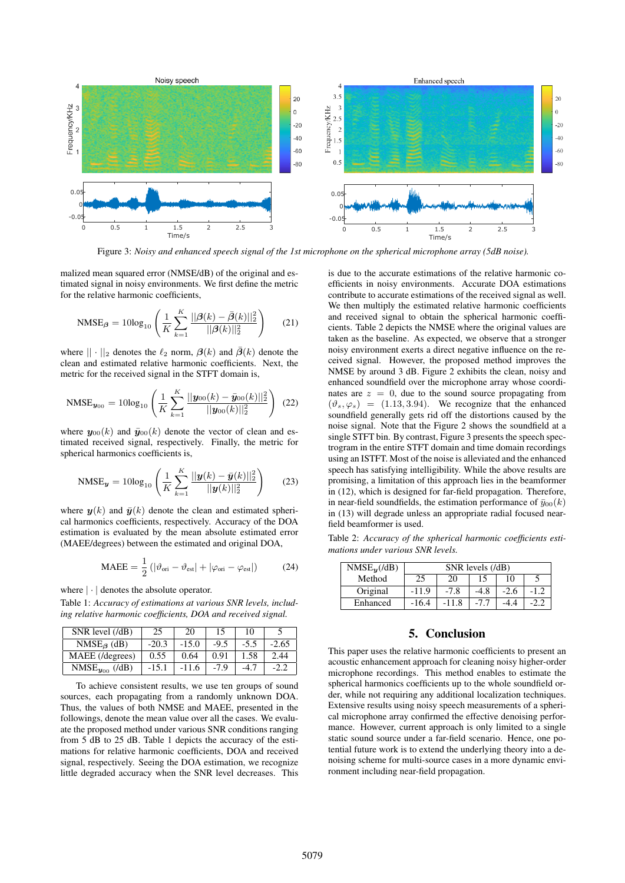Figure 3: *Noisy and enhanced speech signal of the 1st microphone on the spherical microphone array (5dB noise).*

malized mean squared error (NMSE/dB) of the original and estimated signal in noisy environments. We first define the metric for the relative harmonic coefficients,

$$\mathrm{NMSE}_{\boldsymbol{\beta}} = 10\log_{10}\left(\frac{1}{K}\sum_{k=1}^{K}\frac{||\boldsymbol{\beta}(k)-\bar{\boldsymbol{\beta}}(k)||_2^2}{||\boldsymbol{\beta}(k)||_2^2}\right) \quad (21)$$

where $||\cdot||_2$ denotes the $\ell_2$ norm, $\boldsymbol{\beta}(k)$ and $\bar{\boldsymbol{\beta}}(k)$ denote the clean and estimated relative harmonic coefficients. Next, the metric for the received signal in the STFT domain is,

$$\mathrm{NMSE}_{\boldsymbol{y}_{00}} = 10\log_{10}\left(\frac{1}{K}\sum_{k=1}^{K}\frac{||\boldsymbol{y}_{00}(k)-\bar{\boldsymbol{y}}_{00}(k)||_2^2}{||\boldsymbol{y}_{00}(k)||_2^2}\right) \quad (22)$$

where $\boldsymbol{y}_{00}(k)$ and $\bar{\boldsymbol{y}}_{00}(k)$ denote the vector of clean and estimated received signal, respectively. Finally, the metric for spherical harmonics coefficients is,

$$\mathrm{NMSE}_{\boldsymbol{y}} = 10\log_{10}\left(\frac{1}{K}\sum_{k=1}^{K}\frac{||\boldsymbol{y}(k)-\bar{\boldsymbol{y}}(k)||_2^2}{||\boldsymbol{y}(k)||_2^2}\right) \quad (23)$$

where $\boldsymbol{y}(k)$ and $\bar{\boldsymbol{y}}(k)$ denote the clean and estimated spherical harmonics coefficients, respectively. Accuracy of the DOA estimation is evaluated by the mean absolute estimated error (MAEE/degrees) between the estimated and original DOA,

$$\mathrm{MAEE} = \frac{1}{2}\left(|\vartheta_{\mathrm{ori}}-\vartheta_{\mathrm{est}}| + |\varphi_{\mathrm{ori}}-\varphi_{\mathrm{est}}|\right) \quad (24)$$

where $|\cdot|$ denotes the absolute operator.

Table 1: *Accuracy of estimations at various SNR levels, including relative harmonic coefficients, DOA and received signal.*

| SNR level (/dB) | 25 | 20 | 15 | 10 | 5 |
|---|---|---|---|---|---|
| $\mathrm{NMSE}_{\beta}$ (dB) | -20.3 | -15.0 | -9.5 | -5.5 | -2.65 |
| MAEE (/degrees) | 0.55 | 0.64 | 0.91 | 1.58 | 2.44 |
| $\mathrm{NMSE}_{\boldsymbol{y}_{00}}$ (/dB) | -15.1 | -11.6 | -7.9 | -4.7 | -2.2 |

To achieve consistent results, we use ten groups of sound sources, each propagating from a randomly unknown DOA. Thus, the values of both NMSE and MAEE, presented in the followings, denote the mean value over all the cases. We evaluate the proposed method under various SNR conditions ranging from 5 dB to 25 dB. Table 1 depicts the accuracy of the estimations for relative harmonic coefficients, DOA and received signal, respectively. Seeing the DOA estimation, we recognize little degraded accuracy when the SNR level decreases. This is due to the accurate estimations of the relative harmonic coefficients in noisy environments. Accurate DOA estimations contribute to accurate estimations of the received signal as well. We then multiply the estimated relative harmonic coefficients and received signal to obtain the spherical harmonic coefficients. Table 2 depicts the NMSE where the original values are taken as the baseline. As expected, we observe that a stronger noisy environment exerts a direct negative influence on the received signal. However, the proposed method improves the NMSE by around 3 dB. Figure 2 exhibits the clean, noisy and enhanced soundfield over the microphone array whose coordinates are $z = 0$, due to the sound source propagating from $(\vartheta_s, \varphi_s) = (1.13, 3.94)$. We recognize that the enhanced soundfield generally gets rid of the distortions caused by the noise signal. Note that the Figure 2 shows the soundfield at a single STFT bin. By contrast, Figure 3 presents the speech spectrogram in the entire STFT domain and time domain recordings using an ISTFT. Most of the noise is alleviated and the enhanced speech has satisfying intelligibility. While the above results are promising, a limitation of this approach lies in the beamformer in (12), which is designed for far-field propagation. Therefore, in near-field soundfields, the estimation performance of $\bar{y}_{00}(k)$ in (13) will degrade unless an appropriate radial focused near-field beamformer is used.

Table 2: *Accuracy of the spherical harmonic coefficients estimations under various SNR levels.*

| $\mathrm{NMSE}_{\boldsymbol{y}}$(/dB) | SNR levels (/dB) | | | | |
|---|---|---|---|---|---|
| Method | 25 | 20 | 15 | 10 | 5 |
| Original | -11.9 | -7.8 | -4.8 | -2.6 | -1.2 |
| Enhanced | -16.4 | -11.8 | -7.7 | -4.4 | -2.2 |

## 5. Conclusion

This paper uses the relative harmonic coefficients to present an acoustic enhancement approach for cleaning noisy higher-order microphone recordings. This method enables to estimate the spherical harmonics coefficients up to the whole soundfield order, while not requiring any additional localization techniques. Extensive results using noisy speech measurements of a spherical microphone array confirmed the effective denoising performance. However, current approach is only limited to a single static sound source under a far-field scenario. Hence, one potential future work is to extend the underlying theory into a denoising scheme for multi-source cases in a more dynamic environment including near-field propagation.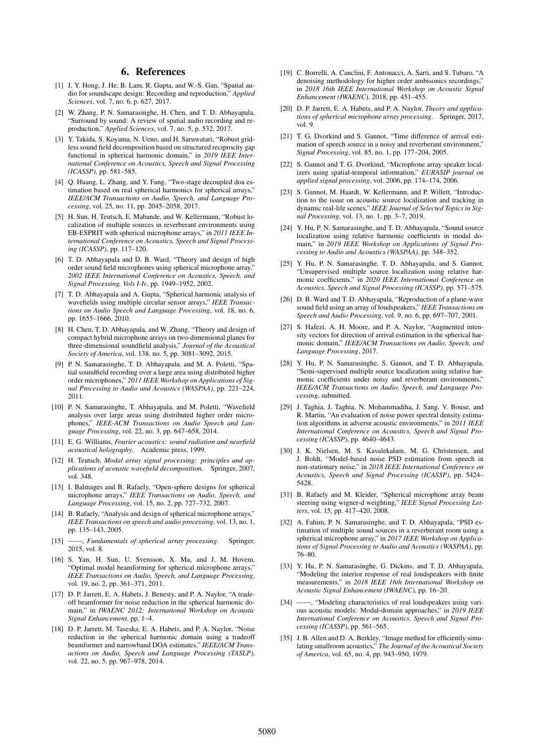## 6. References

[1] J. Y. Hong, J. He, B. Lam, R. Gupta, and W.-S. Gan, "Spatial audio for soundscape design: Recording and reproduction," *Applied Sciences*, vol. 7, no. 6, p. 627, 2017.

[2] W. Zhang, P. N. Samarasinghe, H. Chen, and T. D. Abhayapala, "Surround by sound: A review of spatial audio recording and reproduction," *Applied Sciences*, vol. 7, no. 5, p. 532, 2017.

[3] Y. Takida, S. Koyama, N. Ueno, and H. Saruwatari, "Robust gridless sound field decomposition based on structured reciprocity gap functional in spherical harmonic domain," in *2019 IEEE International Conference on Acoustics, Speech and Signal Processing (ICASSP)*, pp. 581–585.

[4] Q. Huang, L. Zhang, and Y. Fang, "Two-stage decoupled doa estimation based on real spherical harmonics for spherical arrays," *IEEE/ACM Transactions on Audio, Speech, and Language Processing*, vol. 25, no. 11, pp. 2045–2058, 2017.

[5] H. Sun, H. Teutsch, E. Mabande, and W. Kellermann, "Robust localization of multiple sources in reverberant environments using EB-ESPRIT with spherical microphone arrays," in *2011 IEEE International Conference on Acoustics, Speech and Signal Processing (ICASSP)*, pp. 117–120.

[6] T. D. Abhayapala and D. B. Ward, "Theory and design of high order sound field microphones using spherical microphone array," *2002 IEEE International Conference on Acoustics, Speech, and Signal Processing, Vols I-Iv*, pp. 1949–1952, 2002.

[7] T. D. Abhayapala and A. Gupta, "Spherical harmonic analysis of wavefields using multiple circular sensor arrays," *IEEE Transactions on Audio Speech and Language Processing*, vol. 18, no. 6, pp. 1655–1666, 2010.

[8] H. Chen, T. D. Abhayapala, and W. Zhang, "Theory and design of compact hybrid microphone arrays on two-dimensional planes for three-dimensional soundfield analysis," *Journal of the Acoustical Society of America*, vol. 138, no. 5, pp. 3081–3092, 2015.

[9] P. N. Samarasinghe, T. D. Abhayapala, and M. A. Poletti, "Spatial soundfield recording over a large area using distributed higher order microphones," *2011 IEEE Workshop on Applications of Signal Processing to Audio and Acoustics (WASPAA)*, pp. 221–224, 2011.

[10] P. N. Samarasinghe, T. Abhayapala, and M. Poletti, "Wavefield analysis over large areas using distributed higher order microphones," *IEEE-ACM Transactions on Audio Speech and Language Processing*, vol. 22, no. 3, pp. 647–658, 2014.

[11] E. G. Williams, *Fourier acoustics: sound radiation and nearfield acoustical holography*. Academic press, 1999.

[12] H. Teutsch, *Modal array signal processing: principles and applications of acoustic wavefield decomposition*. Springer, 2007, vol. 348.

[13] I. Balmages and B. Rafaely, "Open-sphere designs for spherical microphone arrays," *IEEE Transactions on Audio, Speech, and Language Processing*, vol. 15, no. 2, pp. 727–732, 2007.

[14] B. Rafaely, "Analysis and design of spherical microphone arrays," *IEEE Transactions on speech and audio processing*, vol. 13, no. 1, pp. 135–143, 2005.

[15] ——, *Fundamentals of spherical array processing*. Springer, 2015, vol. 8.

[16] S. Yan, H. Sun, U. Svensson, X. Ma, and J. M. Hovem, "Optimal modal beamforming for spherical microphone arrays," *IEEE Transactions on Audio, Speech, and Language Processing*, vol. 19, no. 2, pp. 361–371, 2011.

[17] D. P. Jarrett, E. A. Habets, J. Benesty, and P. A. Naylor, "A tradeoff beamformer for noise reduction in the spherical harmonic domain," in *IWAENC 2012; International Workshop on Acoustic Signal Enhancement*, pp. 1–4.

[18] D. P. Jarrett, M. Taseska, E. A. Habets, and P. A. Naylor, "Noise reduction in the spherical harmonic domain using a tradeoff beamformer and narrowband DOA estimates," *IEEE/ACM Transactions on Audio, Speech and Language Processing (TASLP)*, vol. 22, no. 5, pp. 967–978, 2014.

[19] C. Borrelli, A. Canclini, F. Antonacci, A. Sarti, and S. Tubaro, "A denoising methodology for higher order ambisonics recordings," in *2018 16th IEEE International Workshop on Acoustic Signal Enhancement (IWAENC)*, 2018, pp. 451–455.

[20] D. P. Jarrett, E. A. Habets, and P. A. Naylor, *Theory and applications of spherical microphone array processing*. Springer, 2017, vol. 9.

[21] T. G. Dvorkind and S. Gannot, "Time difference of arrival estimation of speech source in a noisy and reverberant environment," *Signal Processing*, vol. 85, no. 1, pp. 177–204, 2005.

[22] S. Gannot and T. G. Dvorkind, "Microphone array speaker localizers using spatial-temporal information," *EURASIP journal on applied signal processing*, vol. 2006, pp. 174–174, 2006.

[23] S. Gannot, M. Haardt, W. Kellermann, and P. Willett, "Introduction to the issue on acoustic source localization and tracking in dynamic real-life scenes," *IEEE Journal of Selected Topics in Signal Processing*, vol. 13, no. 1, pp. 3–7, 2019.

[24] Y. Hu, P. N. Samarasinghe, and T. D. Abhayapala, "Sound source localization using relative harmonic coefficients in modal domain," in *2019 IEEE Workshop on Applications of Signal Processing to Audio and Acoustics (WASPAA)*, pp. 348–352.

[25] Y. Hu, P. N. Samarasinghe, T. D. Abhayapala, and S. Gannot, "Unsupervised multiple source localization using relative harmonic coefficients," in *2020 IEEE International Conference on Acoustics, Speech and Signal Processing (ICASSP)*, pp. 571–575.

[26] D. B. Ward and T. D. Abhayapala, "Reproduction of a plane-wave sound field using an array of loudspeakers," *IEEE Transactions on Speech and Audio Processing*, vol. 9, no. 6, pp. 697–707, 2001.

[27] S. Hafezi, A. H. Moore, and P. A. Naylor, "Augmented intensity vectors for direction of arrival estimation in the spherical harmonic domain," *IEEE/ACM Transactions on Audio, Speech, and Language Processing*, 2017.

[28] Y. Hu, P. N. Samarasinghe, S. Gannot, and T. D. Abhayapala, "Semi-supervised multiple source localization using relative harmonic coefficients under noisy and reverberant environments," *IEEE/ACM Transactions on Audio, Speech, and Language Processing*, submitted.

[29] J. Taghia, J. Taghia, N. Mohammadiha, J. Sang, V. Bouse, and R. Martin, "An evaluation of noise power spectral density estimation algorithms in adverse acoustic environments," in *2011 IEEE International Conference on Acoustics, Speech and Signal Processing (ICASSP)*, pp. 4640–4643.

[30] J. K. Nielsen, M. S. Kavalekalam, M. G. Christensen, and J. Boldt, "Model-based noise PSD estimation from speech in non-stationary noise," in *2018 IEEE International Conference on Acoustics, Speech and Signal Processing (ICASSP)*, pp. 5424–5428.

[31] B. Rafaely and M. Kleider, "Spherical microphone array beam steering using wigner-d weighting," *IEEE Signal Processing Letters*, vol. 15, pp. 417–420, 2008.

[32] A. Fahim, P. N. Samarasinghe, and T. D. Abhayapala, "PSD estimation of multiple sound sources in a reverberant room using a spherical microphone array," in *2017 IEEE Workshop on Applications of Signal Processing to Audio and Acoustics (WASPAA)*, pp. 76–80.

[33] Y. Hu, P. N. Samarasinghe, G. Dickins, and T. D. Abhayapala, "Modeling the interior response of real loudspeakers with finite measurements," in *2018 IEEE 16th International Workshop on Acoustic Signal Enhancement (IWAENC)*, pp. 16–20.

[34] ——, "Modeling characteristics of real loudspeakers using various acoustic models: Modal-domain approaches," in *2019 IEEE International Conference on Acoustics, Speech and Signal Processing (ICASSP)*, pp. 561–565.

[35] J. B. Allen and D. A. Berkley, "Image method for efficiently simulating smallroom acoustics," *The Journal of the Acoustical Society of America*, vol. 65, no. 4, pp. 943–950, 1979.